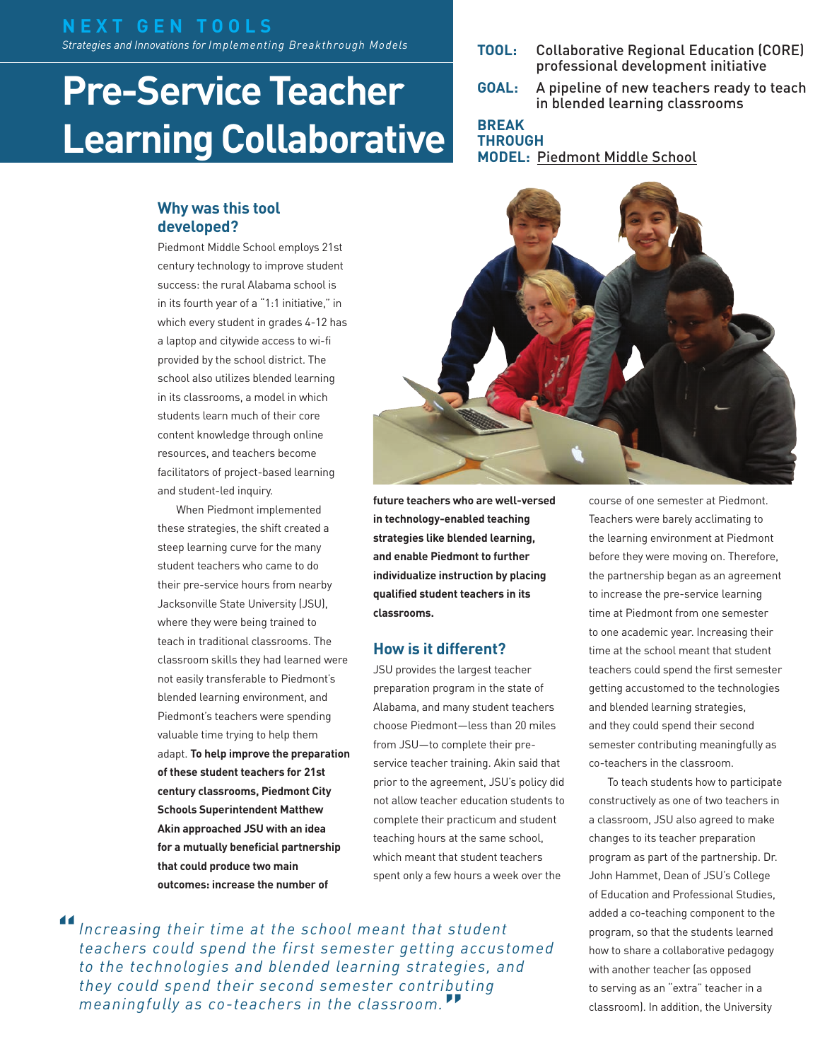**NEXT GEN TOOLS**

*Strategies and Innovations for Implementing Breakthrough Models*

# Pre-Service Teacher Learning Collaborative

**TOOL:** Collaborative Regional Education (CORE) professional development initiative

**GOAL:** A pipeline of new teachers ready to teach in blended learning classrooms

**BREAKTHROUGH MODEL:** Piedmont Middle School

## Why was this tool developed?

Piedmont Middle School employs 21st century technology to improve student success: the rural Alabama school is in its fourth year of a "1:1 initiative," in which every student in grades 4-12 has a laptop and citywide access to wi-fi provided by the school district. The school also utilizes blended learning in its classrooms, a model in which students learn much of their core content knowledge through online resources, and teachers become facilitators of project-based learning and student-led inquiry.

When Piedmont implemented these strategies, the shift created a steep learning curve for the many student teachers who came to do their pre-service hours from nearby Jacksonville State University (JSU), where they were being trained to teach in traditional classrooms. The classroom skills they had learned were not easily transferable to Piedmont's blended learning environment, and Piedmont's teachers were spending valuable time trying to help them adapt. **To help improve the preparation of these student teachers for 21st century classrooms, Piedmont City Schools Superintendent Matthew Akin approached JSU with an idea for a mutually beneficial partnership that could produce two main outcomes: increase the number of future teachers who are well-versed in technology-enabled teaching strategies like blended learning, and enable Piedmont to further individualize instruction by placing qualified student teachers in its classrooms.**

## How is it different?

JSU provides the largest teacher preparation program in the state of Alabama, and many student teachers choose Piedmont—less than 20 miles from JSU—to complete their pre-service teacher training. Akin said that prior to the agreement, JSU's policy did not allow teacher education students to complete their practicum and student teaching hours at the same school, which meant that student teachers spent only a few hours a week over the course of one semester at Piedmont. Teachers were barely acclimating to the learning environment at Piedmont before they were moving on. Therefore, the partnership began as an agreement to increase the pre-service learning time at Piedmont from one semester to one academic year. Increasing their time at the school meant that student teachers could spend the first semester getting accustomed to the technologies and blended learning strategies, and they could spend their second semester contributing meaningfully as co-teachers in the classroom.

To teach students how to participate constructively as one of two teachers in a classroom, JSU also agreed to make changes to its teacher preparation program as part of the partnership. Dr. John Hammet, Dean of JSU's College of Education and Professional Studies, added a co-teaching component to the program, so that the students learned how to share a collaborative pedagogy with another teacher (as opposed to serving as an "extra" teacher in a classroom). In addition, the University

> *"Increasing their time at the school meant that student teachers could spend the first semester getting accustomed to the technologies and blended learning strategies, and they could spend their second semester contributing meaningfully as co-teachers in the classroom."*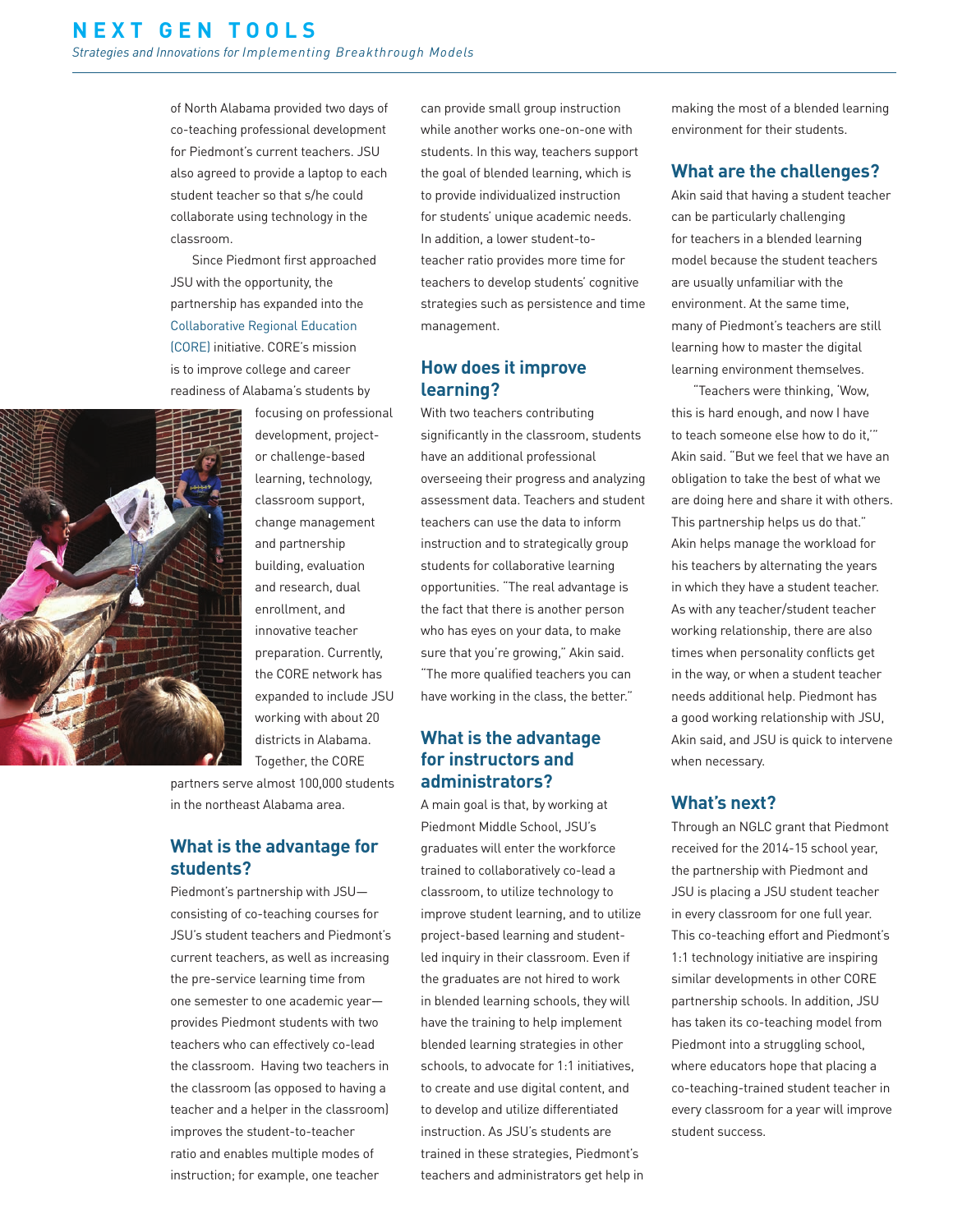of North Alabama provided two days of co-teaching professional development for Piedmont's current teachers. JSU also agreed to provide a laptop to each student teacher so that s/he could collaborate using technology in the classroom.

Since Piedmont first approached JSU with the opportunity, the partnership has expanded into the Collaborative Regional Education (CORE) initiative. CORE's mission is to improve college and career readiness of Alabama's students by focusing on professional development, project- or challenge-based learning, technology, classroom support, change management and partnership building, evaluation and research, dual enrollment, and innovative teacher preparation. Currently, the CORE network has expanded to include JSU working with about 20 districts in Alabama. Together, the CORE partners serve almost 100,000 students in the northeast Alabama area.

## What is the advantage for students?

Piedmont's partnership with JSU—consisting of co-teaching courses for JSU's student teachers and Piedmont's current teachers, as well as increasing the pre-service learning time from one semester to one academic year—provides Piedmont students with two teachers who can effectively co-lead the classroom. Having two teachers in the classroom (as opposed to having a teacher and a helper in the classroom) improves the student-to-teacher ratio and enables multiple modes of instruction; for example, one teacher can provide small group instruction while another works one-on-one with students. In this way, teachers support the goal of blended learning, which is to provide individualized instruction for students' unique academic needs. In addition, a lower student-to-teacher ratio provides more time for teachers to develop students' cognitive strategies such as persistence and time management.

## How does it improve learning?

With two teachers contributing significantly in the classroom, students have an additional professional overseeing their progress and analyzing assessment data. Teachers and student teachers can use the data to inform instruction and to strategically group students for collaborative learning opportunities. "The real advantage is the fact that there is another person who has eyes on your data, to make sure that you're growing," Akin said. "The more qualified teachers you can have working in the class, the better."

## What is the advantage for instructors and administrators?

A main goal is that, by working at Piedmont Middle School, JSU's graduates will enter the workforce trained to collaboratively co-lead a classroom, to utilize technology to improve student learning, and to utilize project-based learning and student-led inquiry in their classroom. Even if the graduates are not hired to work in blended learning schools, they will have the training to help implement blended learning strategies in other schools, to advocate for 1:1 initiatives, to create and use digital content, and to develop and utilize differentiated instruction. As JSU's students are trained in these strategies, Piedmont's teachers and administrators get help in making the most of a blended learning environment for their students.

## What are the challenges?

Akin said that having a student teacher can be particularly challenging for teachers in a blended learning model because the student teachers are usually unfamiliar with the environment. At the same time, many of Piedmont's teachers are still learning how to master the digital learning environment themselves.

"Teachers were thinking, 'Wow, this is hard enough, and now I have to teach someone else how to do it,'" Akin said. "But we feel that we have an obligation to take the best of what we are doing here and share it with others. This partnership helps us do that." Akin helps manage the workload for his teachers by alternating the years in which they have a student teacher. As with any teacher/student teacher working relationship, there are also times when personality conflicts get in the way, or when a student teacher needs additional help. Piedmont has a good working relationship with JSU, Akin said, and JSU is quick to intervene when necessary.

## What's next?

Through an NGLC grant that Piedmont received for the 2014-15 school year, the partnership with Piedmont and JSU is placing a JSU student teacher in every classroom for one full year. This co-teaching effort and Piedmont's 1:1 technology initiative are inspiring similar developments in other CORE partnership schools. In addition, JSU has taken its co-teaching model from Piedmont into a struggling school, where educators hope that placing a co-teaching-trained student teacher in every classroom for a year will improve student success.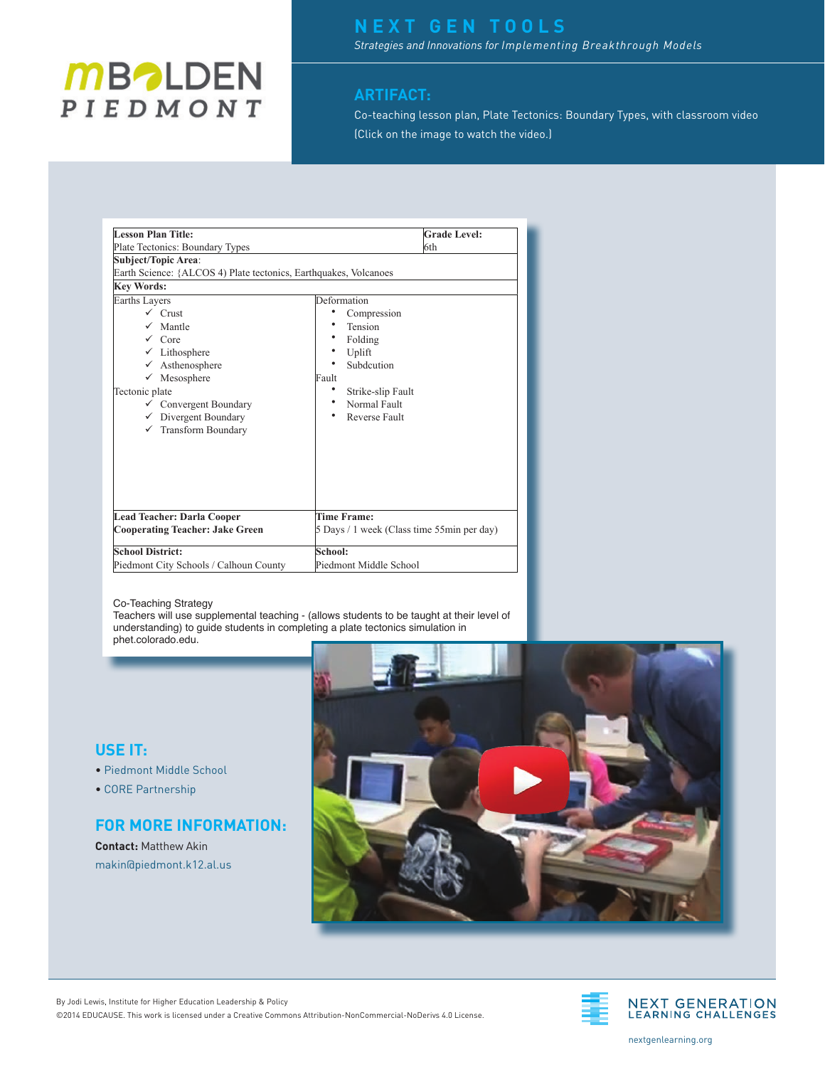# NEXT GEN TOOLS

*Strategies and Innovations for Implementing Breakthrough Models*

MBOLDEN PIEDMONT

## ARTIFACT:

Co-teaching lesson plan, Plate Tectonics: Boundary Types, with classroom video (Click on the image to watch the video.)

| **Lesson Plan Title:** Plate Tectonics: Boundary Types | **Grade Level:** 6th |
|---|---|
| **Subject/Topic Area:** Earth Science: {ALCOS 4) Plate tectonics, Earthquakes, Volcanoes | |
| **Key Words:** | |
| Earths Layers<br>✓ Crust<br>✓ Mantle<br>✓ Core<br>✓ Lithosphere<br>✓ Asthenosphere<br>✓ Mesosphere<br>Tectonic plate<br>✓ Convergent Boundary<br>✓ Divergent Boundary<br>✓ Transform Boundary | Deformation<br>• Compression<br>• Tension<br>• Folding<br>• Uplift<br>• Subdcution<br>Fault<br>• Strike-slip Fault<br>• Normal Fault<br>• Reverse Fault |
| **Lead Teacher: Darla Cooper**<br>**Cooperating Teacher: Jake Green** | **Time Frame:**<br>5 Days / 1 week (Class time 55min per day) |
| **School District:**<br>Piedmont City Schools / Calhoun County | **School:**<br>Piedmont Middle School |

Co-Teaching Strategy
Teachers will use supplemental teaching - (allows students to be taught at their level of understanding) to guide students in completing a plate tectonics simulation in phet.colorado.edu.

## USE IT:

- Piedmont Middle School
- CORE Partnership

## FOR MORE INFORMATION:

**Contact:** Matthew Akin
makin@piedmont.k12.al.us

By Jodi Lewis, Institute for Higher Education Leadership & Policy
©2014 EDUCAUSE. This work is licensed under a Creative Commons Attribution-NonCommercial-NoDerivs 4.0 License.

NEXT GENERATION LEARNING CHALLENGES
nextgenlearning.org